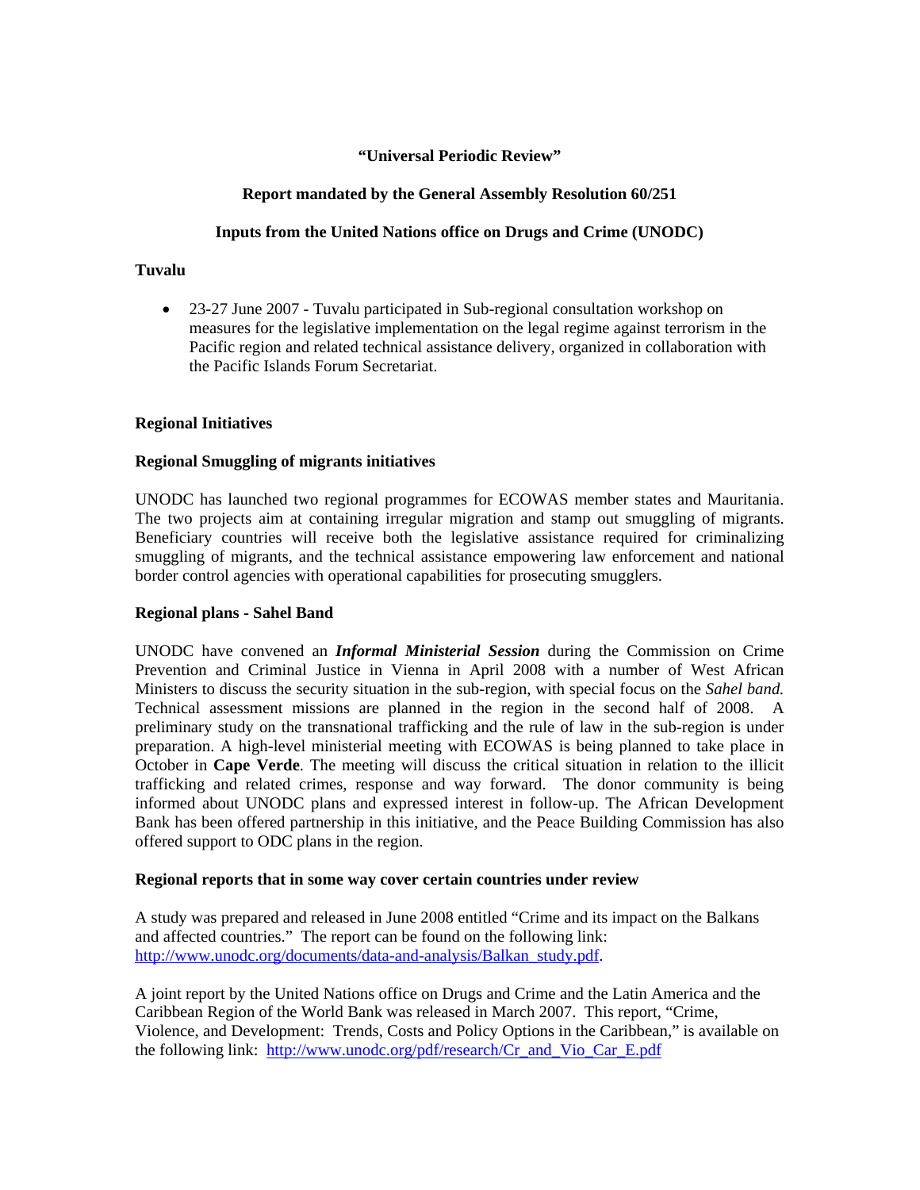**"Universal Periodic Review"**

**Report mandated by the General Assembly Resolution 60/251**

**Inputs from the United Nations office on Drugs and Crime (UNODC)**

**Tuvalu**

- 23-27 June 2007 - Tuvalu participated in Sub-regional consultation workshop on measures for the legislative implementation on the legal regime against terrorism in the Pacific region and related technical assistance delivery, organized in collaboration with the Pacific Islands Forum Secretariat.

**Regional Initiatives**

**Regional Smuggling of migrants initiatives**

UNODC has launched two regional programmes for ECOWAS member states and Mauritania. The two projects aim at containing irregular migration and stamp out smuggling of migrants. Beneficiary countries will receive both the legislative assistance required for criminalizing smuggling of migrants, and the technical assistance empowering law enforcement and national border control agencies with operational capabilities for prosecuting smugglers.

**Regional plans - Sahel Band**

UNODC have convened an ***Informal Ministerial Session*** during the Commission on Crime Prevention and Criminal Justice in Vienna in April 2008 with a number of West African Ministers to discuss the security situation in the sub-region, with special focus on the *Sahel band.* Technical assessment missions are planned in the region in the second half of 2008. A preliminary study on the transnational trafficking and the rule of law in the sub-region is under preparation. A high-level ministerial meeting with ECOWAS is being planned to take place in October in **Cape Verde**. The meeting will discuss the critical situation in relation to the illicit trafficking and related crimes, response and way forward. The donor community is being informed about UNODC plans and expressed interest in follow-up. The African Development Bank has been offered partnership in this initiative, and the Peace Building Commission has also offered support to ODC plans in the region.

**Regional reports that in some way cover certain countries under review**

A study was prepared and released in June 2008 entitled "Crime and its impact on the Balkans and affected countries." The report can be found on the following link: http://www.unodc.org/documents/data-and-analysis/Balkan_study.pdf.

A joint report by the United Nations office on Drugs and Crime and the Latin America and the Caribbean Region of the World Bank was released in March 2007. This report, "Crime, Violence, and Development: Trends, Costs and Policy Options in the Caribbean," is available on the following link: http://www.unodc.org/pdf/research/Cr_and_Vio_Car_E.pdf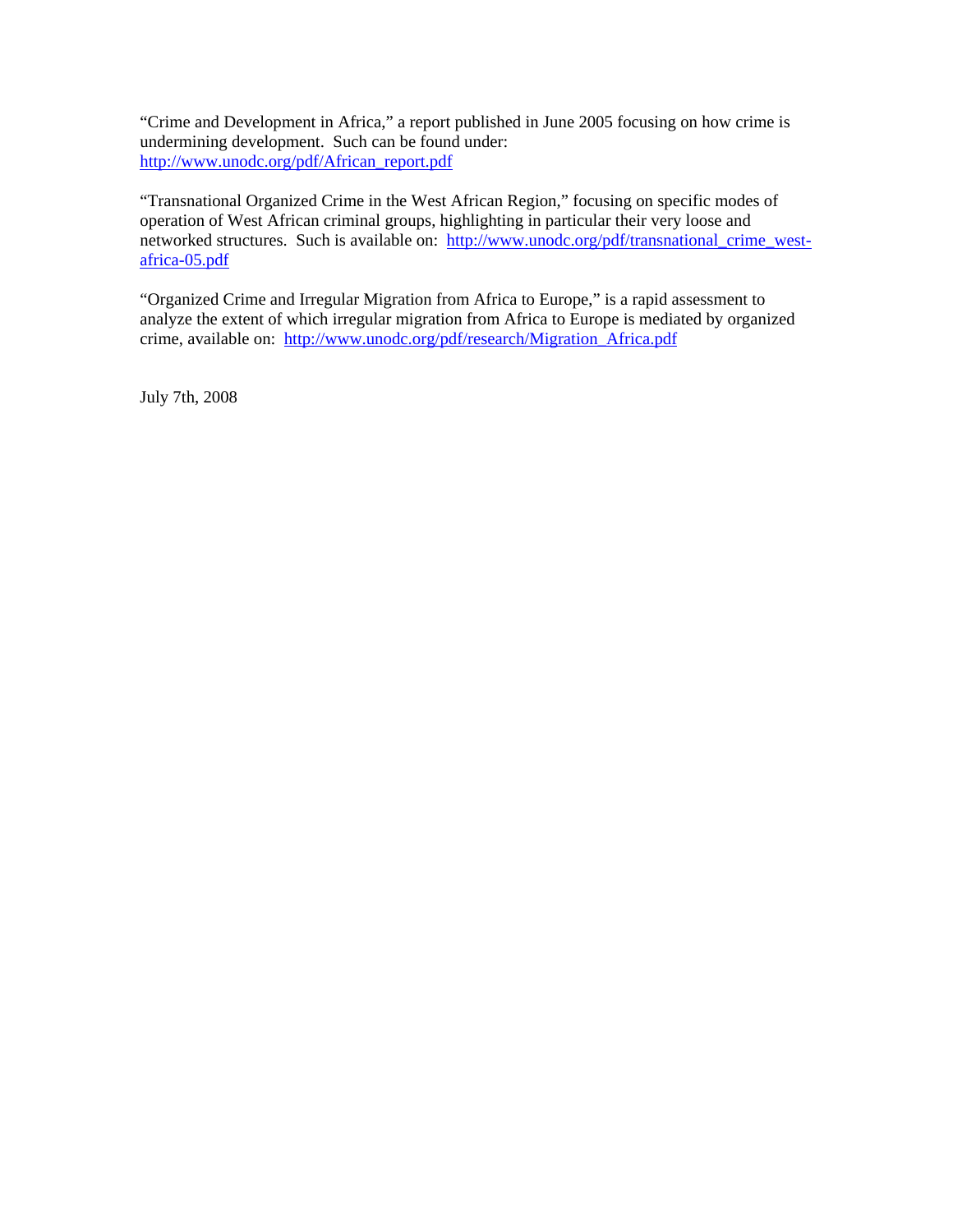"Crime and Development in Africa," a report published in June 2005 focusing on how crime is undermining development. Such can be found under: http://www.unodc.org/pdf/African_report.pdf

"Transnational Organized Crime in the West African Region," focusing on specific modes of operation of West African criminal groups, highlighting in particular their very loose and networked structures. Such is available on: http://www.unodc.org/pdf/transnational_crime_west-africa-05.pdf

"Organized Crime and Irregular Migration from Africa to Europe," is a rapid assessment to analyze the extent of which irregular migration from Africa to Europe is mediated by organized crime, available on: http://www.unodc.org/pdf/research/Migration_Africa.pdf

July 7th, 2008